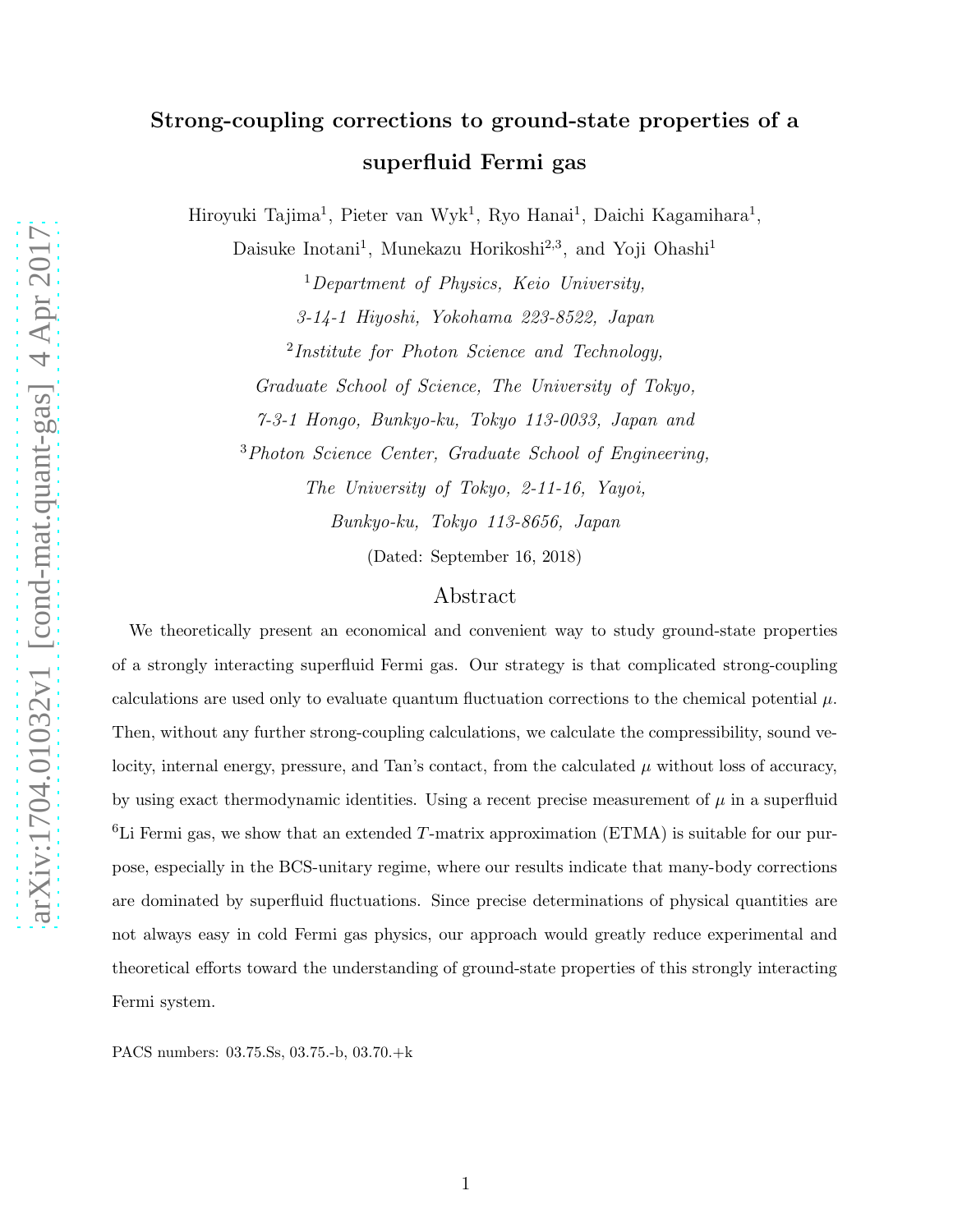# Strong-coupling corrections to ground-state properties of a superfluid Fermi gas

Hiroyuki Tajima[1], Pieter van Wyk[1], Ryo Hanai[1], Daichi Kagamihara[1], Daisuke Inotani[1], Munekazu Horikoshi[2,3], and Yoji Ohashi[1]

[1] *Department of Physics, Keio University, 3-14-1 Hiyoshi, Yokohama 223-8522, Japan*

[2] *Institute for Photon Science and Technology, Graduate School of Science, The University of Tokyo, 7-3-1 Hongo, Bunkyo-ku, Tokyo 113-0033, Japan* and

[3] *Photon Science Center, Graduate School of Engineering, The University of Tokyo, 2-11-16, Yayoi, Bunkyo-ku, Tokyo 113-8656, Japan*

(Dated: September 16, 2018)

## Abstract

We theoretically present an economical and convenient way to study ground-state properties of a strongly interacting superfluid Fermi gas. Our strategy is that complicated strong-coupling calculations are used only to evaluate quantum fluctuation corrections to the chemical potential $\mu$. Then, without any further strong-coupling calculations, we calculate the compressibility, sound velocity, internal energy, pressure, and Tan's contact, from the calculated $\mu$ without loss of accuracy, by using exact thermodynamic identities. Using a recent precise measurement of $\mu$ in a superfluid $^6$Li Fermi gas, we show that an extended $T$-matrix approximation (ETMA) is suitable for our purpose, especially in the BCS-unitary regime, where our results indicate that many-body corrections are dominated by superfluid fluctuations. Since precise determinations of physical quantities are not always easy in cold Fermi gas physics, our approach would greatly reduce experimental and theoretical efforts toward the understanding of ground-state properties of this strongly interacting Fermi system.

PACS numbers: 03.75.Ss, 03.75.-b, 03.70.+k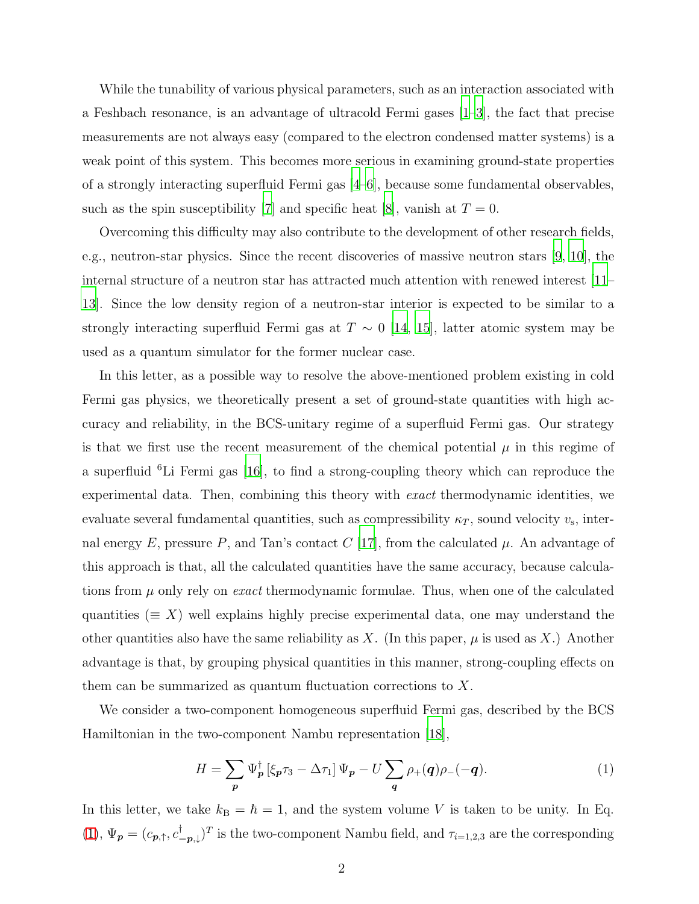While the tunability of various physical parameters, such as an interaction associated with a Feshbach resonance, is an advantage of ultracold Fermi gases [1–3], the fact that precise measurements are not always easy (compared to the electron condensed matter systems) is a weak point of this system. This becomes more serious in examining ground-state properties of a strongly interacting superfluid Fermi gas [4–6], because some fundamental observables, such as the spin susceptibility [7] and specific heat [8], vanish at $T = 0$.

Overcoming this difficulty may also contribute to the development of other research fields, e.g., neutron-star physics. Since the recent discoveries of massive neutron stars [9, 10], the internal structure of a neutron star has attracted much attention with renewed interest [11–13]. Since the low density region of a neutron-star interior is expected to be similar to a strongly interacting superfluid Fermi gas at $T \sim 0$ [14, 15], latter atomic system may be used as a quantum simulator for the former nuclear case.

In this letter, as a possible way to resolve the above-mentioned problem existing in cold Fermi gas physics, we theoretically present a set of ground-state quantities with high accuracy and reliability, in the BCS-unitary regime of a superfluid Fermi gas. Our strategy is that we first use the recent measurement of the chemical potential $\mu$ in this regime of a superfluid $^6$Li Fermi gas [16], to find a strong-coupling theory which can reproduce the experimental data. Then, combining this theory with *exact* thermodynamic identities, we evaluate several fundamental quantities, such as compressibility $\kappa_T$, sound velocity $v_{\rm s}$, internal energy $E$, pressure $P$, and Tan's contact $C$ [17], from the calculated $\mu$. An advantage of this approach is that, all the calculated quantities have the same accuracy, because calculations from $\mu$ only rely on *exact* thermodynamic formulae. Thus, when one of the calculated quantities ($\equiv X$) well explains highly precise experimental data, one may understand the other quantities also have the same reliability as $X$. (In this paper, $\mu$ is used as $X$.) Another advantage is that, by grouping physical quantities in this manner, strong-coupling effects on them can be summarized as quantum fluctuation corrections to $X$.

We consider a two-component homogeneous superfluid Fermi gas, described by the BCS Hamiltonian in the two-component Nambu representation [18],

$$H = \sum_{\boldsymbol{p}} \Psi_{\boldsymbol{p}}^\dagger \left[\xi_{\boldsymbol{p}} \tau_3 - \Delta \tau_1\right] \Psi_{\boldsymbol{p}} - U \sum_{\boldsymbol{q}} \rho_+(\boldsymbol{q}) \rho_-(-\boldsymbol{q}). \tag{1}$$

In this letter, we take $k_{\rm B} = \hbar = 1$, and the system volume $V$ is taken to be unity. In Eq. (1), $\Psi_{\boldsymbol{p}} = (c_{\boldsymbol{p},\uparrow}, c_{-\boldsymbol{p},\downarrow}^\dagger)^T$ is the two-component Nambu field, and $\tau_{i=1,2,3}$ are the corresponding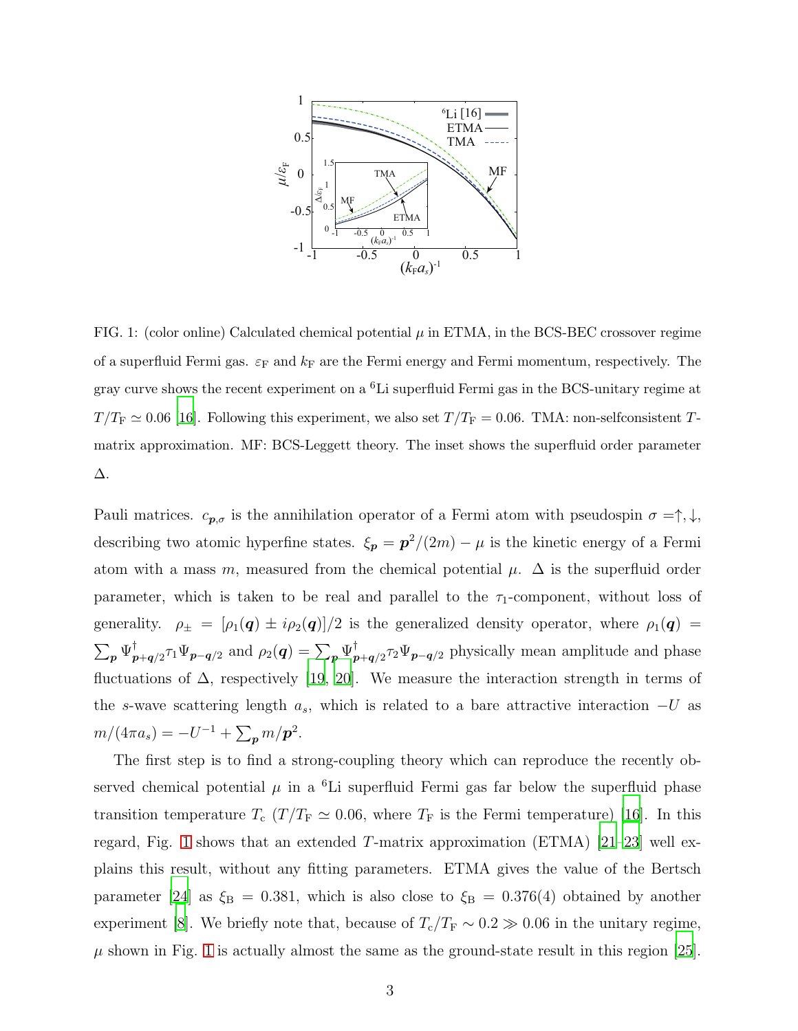FIG. 1: (color online) Calculated chemical potential $\mu$ in ETMA, in the BCS-BEC crossover regime of a superfluid Fermi gas. $\varepsilon_{\rm F}$ and $k_{\rm F}$ are the Fermi energy and Fermi momentum, respectively. The gray curve shows the recent experiment on a $^6$Li superfluid Fermi gas in the BCS-unitary regime at $T/T_{\rm F} \simeq 0.06$ [16]. Following this experiment, we also set $T/T_{\rm F} = 0.06$. TMA: non-selfconsistent $T$-matrix approximation. MF: BCS-Leggett theory. The inset shows the superfluid order parameter $\Delta$.

Pauli matrices. $c_{\boldsymbol{p},\sigma}$ is the annihilation operator of a Fermi atom with pseudospin $\sigma = \uparrow, \downarrow$, describing two atomic hyperfine states. $\xi_{\boldsymbol{p}} = \boldsymbol{p}^2/(2m) - \mu$ is the kinetic energy of a Fermi atom with a mass $m$, measured from the chemical potential $\mu$. $\Delta$ is the superfluid order parameter, which is taken to be real and parallel to the $\tau_1$-component, without loss of generality. $\rho_\pm = [\rho_1(\boldsymbol{q}) \pm i\rho_2(\boldsymbol{q})]/2$ is the generalized density operator, where $\rho_1(\boldsymbol{q}) = \sum_{\boldsymbol{p}} \Psi^\dagger_{\boldsymbol{p}+\boldsymbol{q}/2}\tau_1\Psi_{\boldsymbol{p}-\boldsymbol{q}/2}$ and $\rho_2(\boldsymbol{q}) = \sum_{\boldsymbol{p}} \Psi^\dagger_{\boldsymbol{p}+\boldsymbol{q}/2}\tau_2\Psi_{\boldsymbol{p}-\boldsymbol{q}/2}$ physically mean amplitude and phase fluctuations of $\Delta$, respectively [19, 20]. We measure the interaction strength in terms of the $s$-wave scattering length $a_s$, which is related to a bare attractive interaction $-U$ as $m/(4\pi a_s) = -U^{-1} + \sum_{\boldsymbol{p}} m/\boldsymbol{p}^2$.

The first step is to find a strong-coupling theory which can reproduce the recently observed chemical potential $\mu$ in a $^6$Li superfluid Fermi gas far below the superfluid phase transition temperature $T_{\rm c}$ ($T/T_{\rm F} \simeq 0.06$, where $T_{\rm F}$ is the Fermi temperature) [16]. In this regard, Fig. 1 shows that an extended $T$-matrix approximation (ETMA) [21–23] well explains this result, without any fitting parameters. ETMA gives the value of the Bertsch parameter [24] as $\xi_{\rm B} = 0.381$, which is also close to $\xi_{\rm B} = 0.376(4)$ obtained by another experiment [8]. We briefly note that, because of $T_{\rm c}/T_{\rm F} \sim 0.2 \gg 0.06$ in the unitary regime, $\mu$ shown in Fig. 1 is actually almost the same as the ground-state result in this region [25].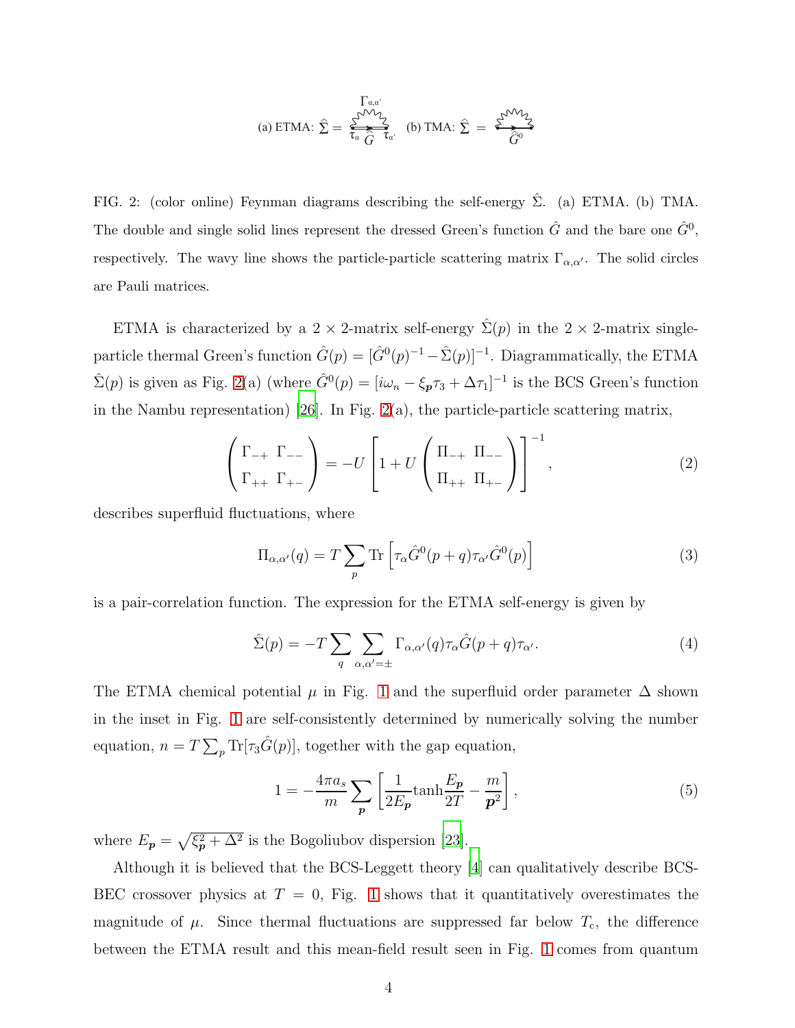(a) ETMA: $\hat{\Sigma} =$ (b) TMA: $\hat{\Sigma} =$

FIG. 2: (color online) Feynman diagrams describing the self-energy $\hat{\Sigma}$. (a) ETMA. (b) TMA. The double and single solid lines represent the dressed Green's function $\hat{G}$ and the bare one $\hat{G}^0$, respectively. The wavy line shows the particle-particle scattering matrix $\Gamma_{\alpha,\alpha'}$. The solid circles are Pauli matrices.

ETMA is characterized by a $2 \times 2$-matrix self-energy $\hat{\Sigma}(p)$ in the $2 \times 2$-matrix single-particle thermal Green's function $\hat{G}(p) = [\hat{G}^0(p)^{-1} - \hat{\Sigma}(p)]^{-1}$. Diagrammatically, the ETMA $\hat{\Sigma}(p)$ is given as Fig. 2(a) (where $\hat{G}^0(p) = [i\omega_n - \xi_{\boldsymbol{p}}\tau_3 + \Delta\tau_1]^{-1}$ is the BCS Green's function in the Nambu representation) [26]. In Fig. 2(a), the particle-particle scattering matrix,

$$\begin{pmatrix} \Gamma_{-+} & \Gamma_{--} \\ \Gamma_{++} & \Gamma_{+-} \end{pmatrix} = -U \left[ 1 + U \begin{pmatrix} \Pi_{-+} & \Pi_{--} \\ \Pi_{++} & \Pi_{+-} \end{pmatrix} \right]^{-1}, \tag{2}$$

describes superfluid fluctuations, where

$$\Pi_{\alpha,\alpha'}(q) = T \sum_p \mathrm{Tr} \left[ \tau_\alpha \hat{G}^0(p+q) \tau_{\alpha'} \hat{G}^0(p) \right] \tag{3}$$

is a pair-correlation function. The expression for the ETMA self-energy is given by

$$\hat{\Sigma}(p) = -T \sum_q \sum_{\alpha,\alpha'=\pm} \Gamma_{\alpha,\alpha'}(q) \tau_\alpha \hat{G}(p+q) \tau_{\alpha'}. \tag{4}$$

The ETMA chemical potential $\mu$ in Fig. 1 and the superfluid order parameter $\Delta$ shown in the inset in Fig. 1 are self-consistently determined by numerically solving the number equation, $n = T\sum_p \mathrm{Tr}[\tau_3 \hat{G}(p)]$, together with the gap equation,

$$1 = -\frac{4\pi a_s}{m} \sum_{\boldsymbol{p}} \left[ \frac{1}{2E_{\boldsymbol{p}}} \tanh\frac{E_{\boldsymbol{p}}}{2T} - \frac{m}{\boldsymbol{p}^2} \right], \tag{5}$$

where $E_{\boldsymbol{p}} = \sqrt{\xi_{\boldsymbol{p}}^2 + \Delta^2}$ is the Bogoliubov dispersion [23].

Although it is believed that the BCS-Leggett theory [4] can qualitatively describe BCS-BEC crossover physics at $T = 0$, Fig. 1 shows that it quantitatively overestimates the magnitude of $\mu$. Since thermal fluctuations are suppressed far below $T_c$, the difference between the ETMA result and this mean-field result seen in Fig. 1 comes from quantum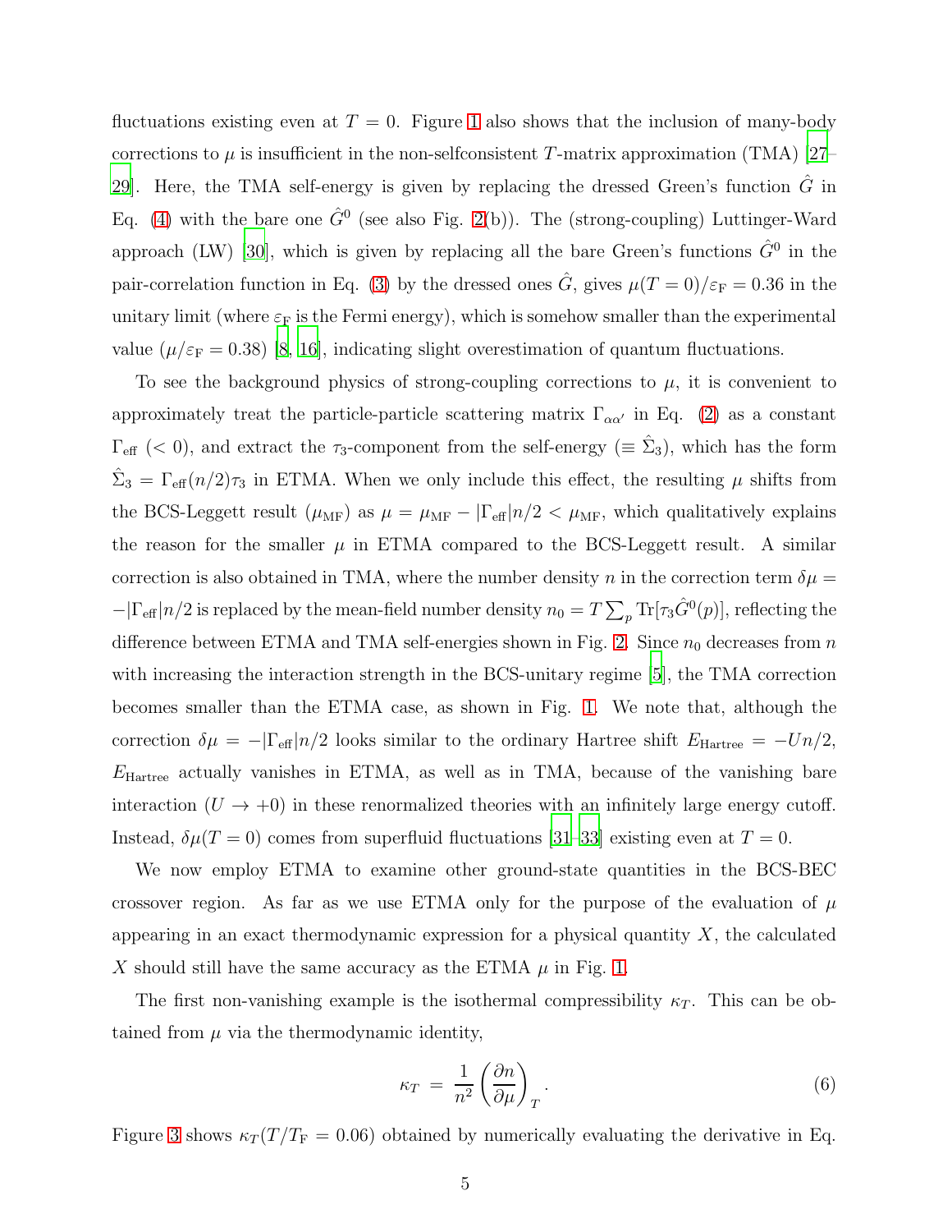fluctuations existing even at $T = 0$. Figure 1 also shows that the inclusion of many-body corrections to $\mu$ is insufficient in the non-selfconsistent $T$-matrix approximation (TMA) [27–29]. Here, the TMA self-energy is given by replacing the dressed Green's function $\hat{G}$ in Eq. (4) with the bare one $\hat{G}^0$ (see also Fig. 2(b)). The (strong-coupling) Luttinger-Ward approach (LW) [30], which is given by replacing all the bare Green's functions $\hat{G}^0$ in the pair-correlation function in Eq. (3) by the dressed ones $\hat{G}$, gives $\mu(T=0)/\varepsilon_{\rm F} = 0.36$ in the unitary limit (where $\varepsilon_{\rm F}$ is the Fermi energy), which is somehow smaller than the experimental value ($\mu/\varepsilon_{\rm F} = 0.38$) [8, 16], indicating slight overestimation of quantum fluctuations.

To see the background physics of strong-coupling corrections to $\mu$, it is convenient to approximately treat the particle-particle scattering matrix $\Gamma_{\alpha\alpha'}$ in Eq. (2) as a constant $\Gamma_{\rm eff}$ ($< 0$), and extract the $\tau_3$-component from the self-energy ($\equiv \hat{\Sigma}_3$), which has the form $\hat{\Sigma}_3 = \Gamma_{\rm eff}(n/2)\tau_3$ in ETMA. When we only include this effect, the resulting $\mu$ shifts from the BCS-Leggett result ($\mu_{\rm MF}$) as $\mu = \mu_{\rm MF} - |\Gamma_{\rm eff}|n/2 < \mu_{\rm MF}$, which qualitatively explains the reason for the smaller $\mu$ in ETMA compared to the BCS-Leggett result. A similar correction is also obtained in TMA, where the number density $n$ in the correction term $\delta\mu = -|\Gamma_{\rm eff}|n/2$ is replaced by the mean-field number density $n_0 = T\sum_p {\rm Tr}[\tau_3\hat{G}^0(p)]$, reflecting the difference between ETMA and TMA self-energies shown in Fig. 2. Since $n_0$ decreases from $n$ with increasing the interaction strength in the BCS-unitary regime [5], the TMA correction becomes smaller than the ETMA case, as shown in Fig. 1. We note that, although the correction $\delta\mu = -|\Gamma_{\rm eff}|n/2$ looks similar to the ordinary Hartree shift $E_{\rm Hartree} = -Un/2$, $E_{\rm Hartree}$ actually vanishes in ETMA, as well as in TMA, because of the vanishing bare interaction ($U \to +0$) in these renormalized theories with an infinitely large energy cutoff. Instead, $\delta\mu(T=0)$ comes from superfluid fluctuations [31–33] existing even at $T = 0$.

We now employ ETMA to examine other ground-state quantities in the BCS-BEC crossover region. As far as we use ETMA only for the purpose of the evaluation of $\mu$ appearing in an exact thermodynamic expression for a physical quantity $X$, the calculated $X$ should still have the same accuracy as the ETMA $\mu$ in Fig. 1.

The first non-vanishing example is the isothermal compressibility $\kappa_T$. This can be obtained from $\mu$ via the thermodynamic identity,

$$\kappa_T = \frac{1}{n^2}\left(\frac{\partial n}{\partial \mu}\right)_T. \tag{6}$$

Figure 3 shows $\kappa_T(T/T_{\rm F} = 0.06)$ obtained by numerically evaluating the derivative in Eq.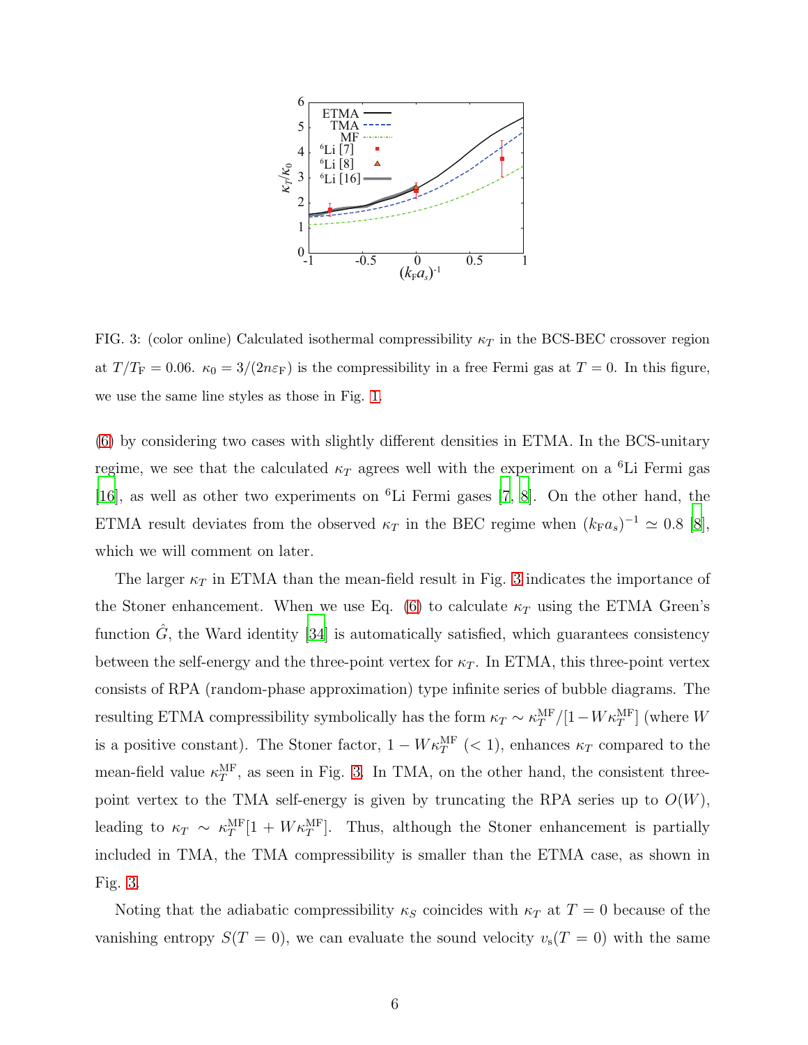FIG. 3: (color online) Calculated isothermal compressibility $\kappa_T$ in the BCS-BEC crossover region at $T/T_{\rm F} = 0.06$. $\kappa_0 = 3/(2n\varepsilon_{\rm F})$ is the compressibility in a free Fermi gas at $T = 0$. In this figure, we use the same line styles as those in Fig. 1.

(6) by considering two cases with slightly different densities in ETMA. In the BCS-unitary regime, we see that the calculated $\kappa_T$ agrees well with the experiment on a $^6$Li Fermi gas [16], as well as other two experiments on $^6$Li Fermi gases [7, 8]. On the other hand, the ETMA result deviates from the observed $\kappa_T$ in the BEC regime when $(k_{\rm F}a_s)^{-1} \simeq 0.8$ [8], which we will comment on later.

The larger $\kappa_T$ in ETMA than the mean-field result in Fig. 3 indicates the importance of the Stoner enhancement. When we use Eq. (6) to calculate $\kappa_T$ using the ETMA Green's function $\hat{G}$, the Ward identity [34] is automatically satisfied, which guarantees consistency between the self-energy and the three-point vertex for $\kappa_T$. In ETMA, this three-point vertex consists of RPA (random-phase approximation) type infinite series of bubble diagrams. The resulting ETMA compressibility symbolically has the form $\kappa_T \sim \kappa_T^{\rm MF}/[1 - W\kappa_T^{\rm MF}]$ (where $W$ is a positive constant). The Stoner factor, $1 - W\kappa_T^{\rm MF}$ $(< 1)$, enhances $\kappa_T$ compared to the mean-field value $\kappa_T^{\rm MF}$, as seen in Fig. 3. In TMA, on the other hand, the consistent three-point vertex to the TMA self-energy is given by truncating the RPA series up to $O(W)$, leading to $\kappa_T \sim \kappa_T^{\rm MF}[1 + W\kappa_T^{\rm MF}]$. Thus, although the Stoner enhancement is partially included in TMA, the TMA compressibility is smaller than the ETMA case, as shown in Fig. 3.

Noting that the adiabatic compressibility $\kappa_S$ coincides with $\kappa_T$ at $T = 0$ because of the vanishing entropy $S(T = 0)$, we can evaluate the sound velocity $v_{\rm s}(T = 0)$ with the same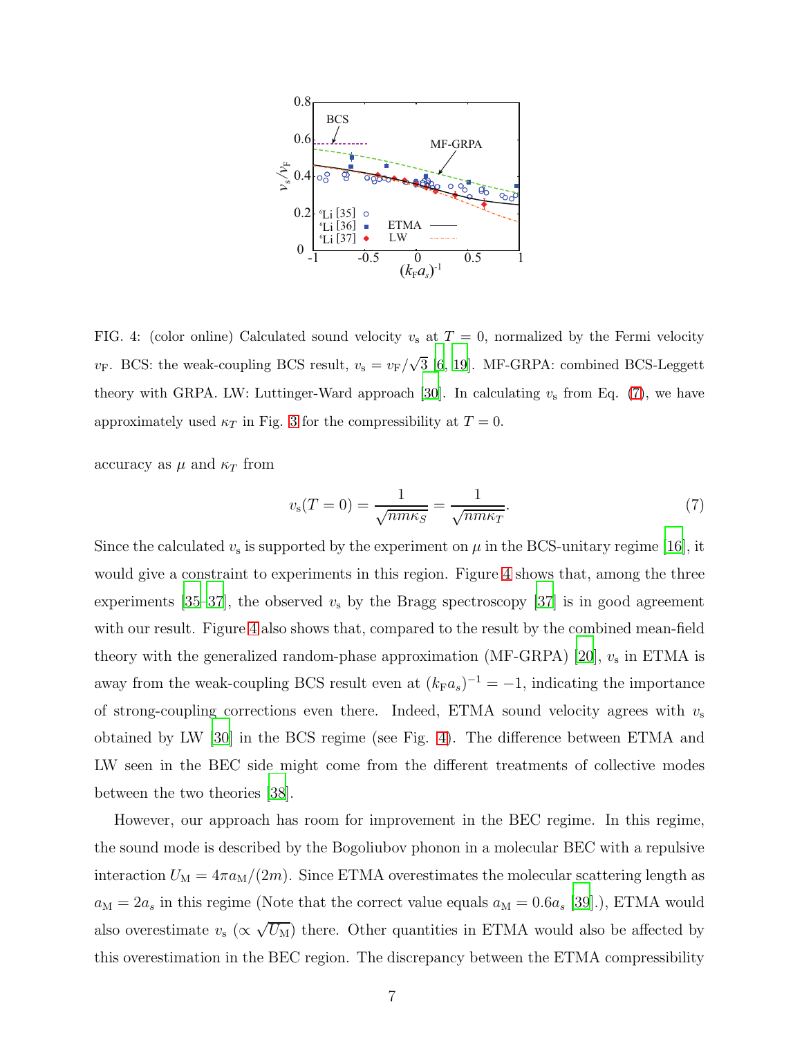FIG. 4: (color online) Calculated sound velocity $v_{\rm s}$ at $T = 0$, normalized by the Fermi velocity $v_{\rm F}$. BCS: the weak-coupling BCS result, $v_{\rm s} = v_{\rm F}/\sqrt{3}$ [6, 19]. MF-GRPA: combined BCS-Leggett theory with GRPA. LW: Luttinger-Ward approach [30]. In calculating $v_{\rm s}$ from Eq. (7), we have approximately used $\kappa_T$ in Fig. 3 for the compressibility at $T = 0$.

accuracy as $\mu$ and $\kappa_T$ from

$$v_{\rm s}(T=0) = \frac{1}{\sqrt{nm\kappa_S}} = \frac{1}{\sqrt{nm\kappa_T}}. \tag{7}$$

Since the calculated $v_{\rm s}$ is supported by the experiment on $\mu$ in the BCS-unitary regime [16], it would give a constraint to experiments in this region. Figure 4 shows that, among the three experiments [35–37], the observed $v_{\rm s}$ by the Bragg spectroscopy [37] is in good agreement with our result. Figure 4 also shows that, compared to the result by the combined mean-field theory with the generalized random-phase approximation (MF-GRPA) [20], $v_{\rm s}$ in ETMA is away from the weak-coupling BCS result even at $(k_{\rm F}a_s)^{-1} = -1$, indicating the importance of strong-coupling corrections even there. Indeed, ETMA sound velocity agrees with $v_{\rm s}$ obtained by LW [30] in the BCS regime (see Fig. 4). The difference between ETMA and LW seen in the BEC side might come from the different treatments of collective modes between the two theories [38].

However, our approach has room for improvement in the BEC regime. In this regime, the sound mode is described by the Bogoliubov phonon in a molecular BEC with a repulsive interaction $U_{\rm M} = 4\pi a_{\rm M}/(2m)$. Since ETMA overestimates the molecular scattering length as $a_{\rm M} = 2a_s$ in this regime (Note that the correct value equals $a_{\rm M} = 0.6a_s$ [39].), ETMA would also overestimate $v_{\rm s}$ ($\propto \sqrt{U_{\rm M}}$) there. Other quantities in ETMA would also be affected by this overestimation in the BEC region. The discrepancy between the ETMA compressibility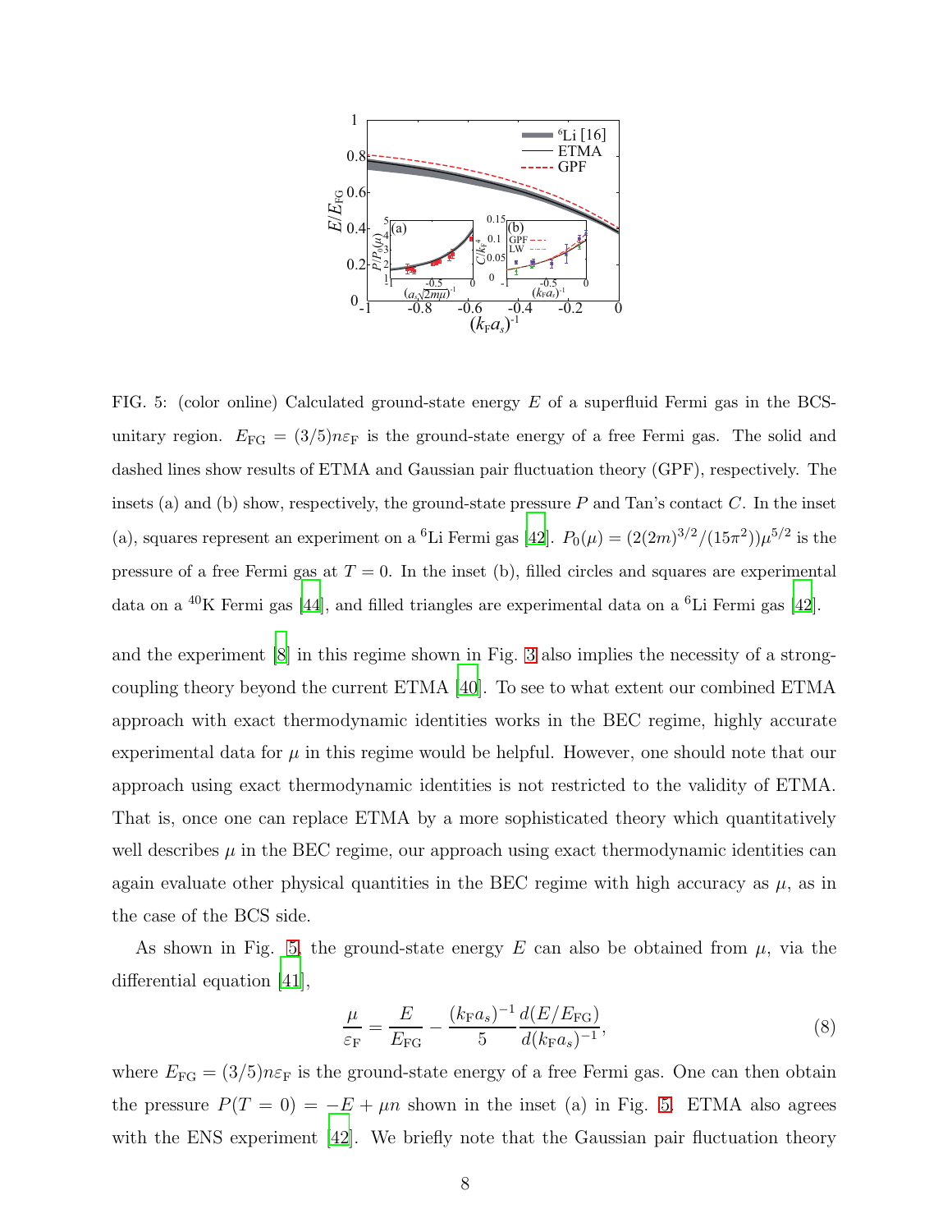FIG. 5: (color online) Calculated ground-state energy $E$ of a superfluid Fermi gas in the BCS-unitary region. $E_{\rm FG} = (3/5)n\varepsilon_{\rm F}$ is the ground-state energy of a free Fermi gas. The solid and dashed lines show results of ETMA and Gaussian pair fluctuation theory (GPF), respectively. The insets (a) and (b) show, respectively, the ground-state pressure $P$ and Tan's contact $C$. In the inset (a), squares represent an experiment on a $^6$Li Fermi gas [42]. $P_0(\mu) = (2(2m)^{3/2}/(15\pi^2))\mu^{5/2}$ is the pressure of a free Fermi gas at $T = 0$. In the inset (b), filled circles and squares are experimental data on a $^{40}$K Fermi gas [44], and filled triangles are experimental data on a $^6$Li Fermi gas [42].

and the experiment [8] in this regime shown in Fig. 3 also implies the necessity of a strong-coupling theory beyond the current ETMA [40]. To see to what extent our combined ETMA approach with exact thermodynamic identities works in the BEC regime, highly accurate experimental data for $\mu$ in this regime would be helpful. However, one should note that our approach using exact thermodynamic identities is not restricted to the validity of ETMA. That is, once one can replace ETMA by a more sophisticated theory which quantitatively well describes $\mu$ in the BEC regime, our approach using exact thermodynamic identities can again evaluate other physical quantities in the BEC regime with high accuracy as $\mu$, as in the case of the BCS side.

As shown in Fig. 5, the ground-state energy $E$ can also be obtained from $\mu$, via the differential equation [41],

$$\frac{\mu}{\varepsilon_{\rm F}} = \frac{E}{E_{\rm FG}} - \frac{(k_{\rm F}a_s)^{-1}}{5}\frac{d(E/E_{\rm FG})}{d(k_{\rm F}a_s)^{-1}}, \tag{8}$$

where $E_{\rm FG} = (3/5)n\varepsilon_{\rm F}$ is the ground-state energy of a free Fermi gas. One can then obtain the pressure $P(T = 0) = -E + \mu n$ shown in the inset (a) in Fig. 5. ETMA also agrees with the ENS experiment [42]. We briefly note that the Gaussian pair fluctuation theory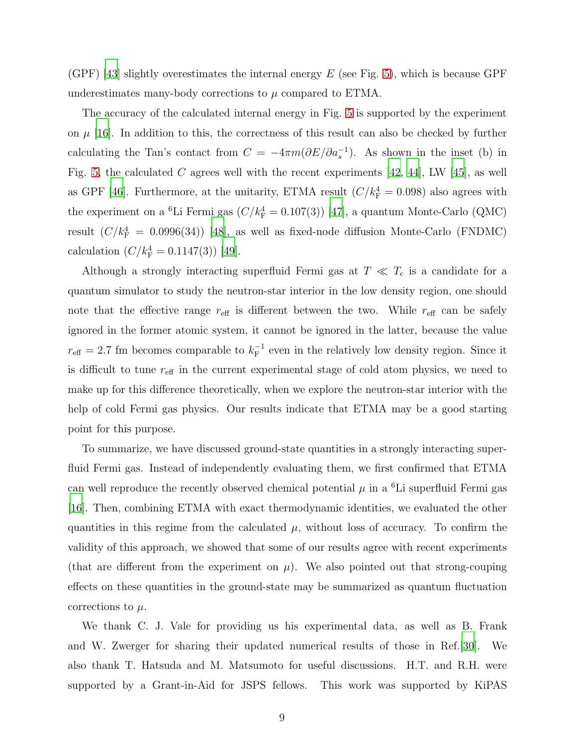(GPF) [43] slightly overestimates the internal energy $E$ (see Fig. 5), which is because GPF underestimates many-body corrections to $\mu$ compared to ETMA.

The accuracy of the calculated internal energy in Fig. 5 is supported by the experiment on $\mu$ [16]. In addition to this, the correctness of this result can also be checked by further calculating the Tan's contact from $C = -4\pi m(\partial E/\partial a_s^{-1})$. As shown in the inset (b) in Fig. 5, the calculated $C$ agrees well with the recent experiments [42, 44], LW [45], as well as GPF [46]. Furthermore, at the unitarity, ETMA result ($C/k_{\rm F}^4 = 0.098$) also agrees with the experiment on a $^6$Li Fermi gas ($C/k_{\rm F}^4 = 0.107(3)$) [47], a quantum Monte-Carlo (QMC) result ($C/k_{\rm F}^4 = 0.0996(34)$) [48], as well as fixed-node diffusion Monte-Carlo (FNDMC) calculation ($C/k_{\rm F}^4 = 0.1147(3)$) [49].

Although a strongly interacting superfluid Fermi gas at $T \ll T_{\rm c}$ is a candidate for a quantum simulator to study the neutron-star interior in the low density region, one should note that the effective range $r_{\rm eff}$ is different between the two. While $r_{\rm eff}$ can be safely ignored in the former atomic system, it cannot be ignored in the latter, because the value $r_{\rm eff} = 2.7$ fm becomes comparable to $k_{\rm F}^{-1}$ even in the relatively low density region. Since it is difficult to tune $r_{\rm eff}$ in the current experimental stage of cold atom physics, we need to make up for this difference theoretically, when we explore the neutron-star interior with the help of cold Fermi gas physics. Our results indicate that ETMA may be a good starting point for this purpose.

To summarize, we have discussed ground-state quantities in a strongly interacting superfluid Fermi gas. Instead of independently evaluating them, we first confirmed that ETMA can well reproduce the recently observed chemical potential $\mu$ in a $^6$Li superfluid Fermi gas [16]. Then, combining ETMA with exact thermodynamic identities, we evaluated the other quantities in this regime from the calculated $\mu$, without loss of accuracy. To confirm the validity of this approach, we showed that some of our results agree with recent experiments (that are different from the experiment on $\mu$). We also pointed out that strong-couping effects on these quantities in the ground-state may be summarized as quantum fluctuation corrections to $\mu$.

We thank C. J. Vale for providing us his experimental data, as well as B. Frank and W. Zwerger for sharing their updated numerical results of those in Ref.[30]. We also thank T. Hatsuda and M. Matsumoto for useful discussions. H.T. and R.H. were supported by a Grant-in-Aid for JSPS fellows. This work was supported by KiPAS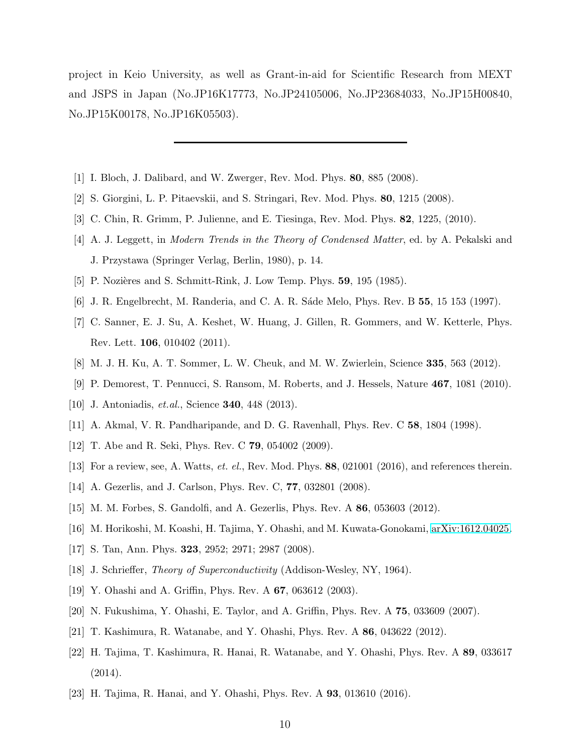project in Keio University, as well as Grant-in-aid for Scientific Research from MEXT and JSPS in Japan (No.JP16K17773, No.JP24105006, No.JP23684033, No.JP15H00840, No.JP15K00178, No.JP16K05503).

---

[1] I. Bloch, J. Dalibard, and W. Zwerger, Rev. Mod. Phys. **80**, 885 (2008).

[2] S. Giorgini, L. P. Pitaevskii, and S. Stringari, Rev. Mod. Phys. **80**, 1215 (2008).

[3] C. Chin, R. Grimm, P. Julienne, and E. Tiesinga, Rev. Mod. Phys. **82**, 1225, (2010).

[4] A. J. Leggett, in *Modern Trends in the Theory of Condensed Matter*, ed. by A. Pekalski and J. Przystawa (Springer Verlag, Berlin, 1980), p. 14.

[5] P. Nozières and S. Schmitt-Rink, J. Low Temp. Phys. **59**, 195 (1985).

[6] J. R. Engelbrecht, M. Randeria, and C. A. R. Sáde Melo, Phys. Rev. B **55**, 15 153 (1997).

[7] C. Sanner, E. J. Su, A. Keshet, W. Huang, J. Gillen, R. Gommers, and W. Ketterle, Phys. Rev. Lett. **106**, 010402 (2011).

[8] M. J. H. Ku, A. T. Sommer, L. W. Cheuk, and M. W. Zwierlein, Science **335**, 563 (2012).

[9] P. Demorest, T. Pennucci, S. Ransom, M. Roberts, and J. Hessels, Nature **467**, 1081 (2010).

[10] J. Antoniadis, *et.al.*, Science **340**, 448 (2013).

[11] A. Akmal, V. R. Pandharipande, and D. G. Ravenhall, Phys. Rev. C **58**, 1804 (1998).

[12] T. Abe and R. Seki, Phys. Rev. C **79**, 054002 (2009).

[13] For a review, see, A. Watts, *et. el.*, Rev. Mod. Phys. **88**, 021001 (2016), and references therein.

[14] A. Gezerlis, and J. Carlson, Phys. Rev. C, **77**, 032801 (2008).

[15] M. M. Forbes, S. Gandolfi, and A. Gezerlis, Phys. Rev. A **86**, 053603 (2012).

[16] M. Horikoshi, M. Koashi, H. Tajima, Y. Ohashi, and M. Kuwata-Gonokami, arXiv:1612.04025.

[17] S. Tan, Ann. Phys. **323**, 2952; 2971; 2987 (2008).

[18] J. Schrieffer, *Theory of Superconductivity* (Addison-Wesley, NY, 1964).

[19] Y. Ohashi and A. Griffin, Phys. Rev. A **67**, 063612 (2003).

[20] N. Fukushima, Y. Ohashi, E. Taylor, and A. Griffin, Phys. Rev. A **75**, 033609 (2007).

[21] T. Kashimura, R. Watanabe, and Y. Ohashi, Phys. Rev. A **86**, 043622 (2012).

[22] H. Tajima, T. Kashimura, R. Hanai, R. Watanabe, and Y. Ohashi, Phys. Rev. A **89**, 033617 (2014).

[23] H. Tajima, R. Hanai, and Y. Ohashi, Phys. Rev. A **93**, 013610 (2016).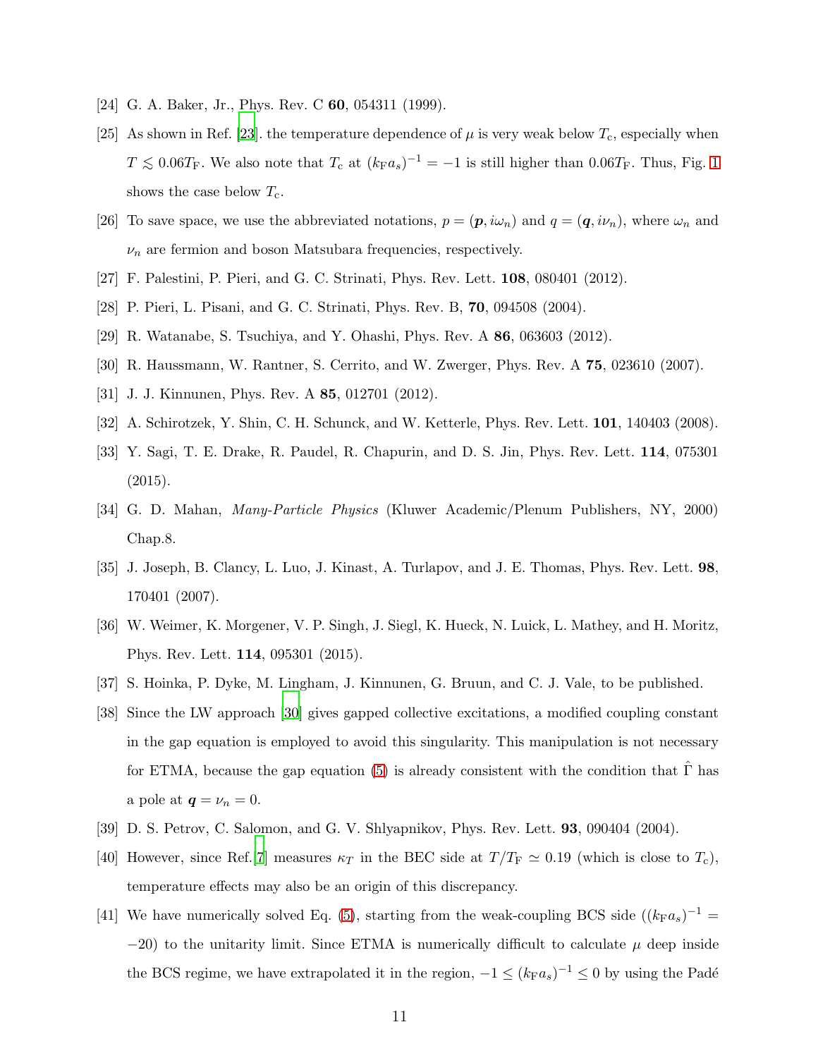[24] G. A. Baker, Jr., Phys. Rev. C **60**, 054311 (1999).

[25] As shown in Ref. [23]. the temperature dependence of $\mu$ is very weak below $T_{\rm c}$, especially when $T \lesssim 0.06T_{\rm F}$. We also note that $T_{\rm c}$ at $(k_{\rm F}a_s)^{-1} = -1$ is still higher than $0.06T_{\rm F}$. Thus, Fig. 1 shows the case below $T_{\rm c}$.

[26] To save space, we use the abbreviated notations, $p = (\boldsymbol{p}, i\omega_n)$ and $q = (\boldsymbol{q}, i\nu_n)$, where $\omega_n$ and $\nu_n$ are fermion and boson Matsubara frequencies, respectively.

[27] F. Palestini, P. Pieri, and G. C. Strinati, Phys. Rev. Lett. **108**, 080401 (2012).

[28] P. Pieri, L. Pisani, and G. C. Strinati, Phys. Rev. B, **70**, 094508 (2004).

[29] R. Watanabe, S. Tsuchiya, and Y. Ohashi, Phys. Rev. A **86**, 063603 (2012).

[30] R. Haussmann, W. Rantner, S. Cerrito, and W. Zwerger, Phys. Rev. A **75**, 023610 (2007).

[31] J. J. Kinnunen, Phys. Rev. A **85**, 012701 (2012).

[32] A. Schirotzek, Y. Shin, C. H. Schunck, and W. Ketterle, Phys. Rev. Lett. **101**, 140403 (2008).

[33] Y. Sagi, T. E. Drake, R. Paudel, R. Chapurin, and D. S. Jin, Phys. Rev. Lett. **114**, 075301 (2015).

[34] G. D. Mahan, *Many-Particle Physics* (Kluwer Academic/Plenum Publishers, NY, 2000) Chap.8.

[35] J. Joseph, B. Clancy, L. Luo, J. Kinast, A. Turlapov, and J. E. Thomas, Phys. Rev. Lett. **98**, 170401 (2007).

[36] W. Weimer, K. Morgener, V. P. Singh, J. Siegl, K. Hueck, N. Luick, L. Mathey, and H. Moritz, Phys. Rev. Lett. **114**, 095301 (2015).

[37] S. Hoinka, P. Dyke, M. Lingham, J. Kinnunen, G. Bruun, and C. J. Vale, to be published.

[38] Since the LW approach [30] gives gapped collective excitations, a modified coupling constant in the gap equation is employed to avoid this singularity. This manipulation is not necessary for ETMA, because the gap equation (5) is already consistent with the condition that $\hat{\Gamma}$ has a pole at $\boldsymbol{q} = \nu_n = 0$.

[39] D. S. Petrov, C. Salomon, and G. V. Shlyapnikov, Phys. Rev. Lett. **93**, 090404 (2004).

[40] However, since Ref.[7] measures $\kappa_T$ in the BEC side at $T/T_{\rm F} \simeq 0.19$ (which is close to $T_{\rm c}$), temperature effects may also be an origin of this discrepancy.

[41] We have numerically solved Eq. (5), starting from the weak-coupling BCS side ($(k_{\rm F}a_s)^{-1} = -20$) to the unitarity limit. Since ETMA is numerically difficult to calculate $\mu$ deep inside the BCS regime, we have extrapolated it in the region, $-1 \le (k_{\rm F}a_s)^{-1} \le 0$ by using the Padé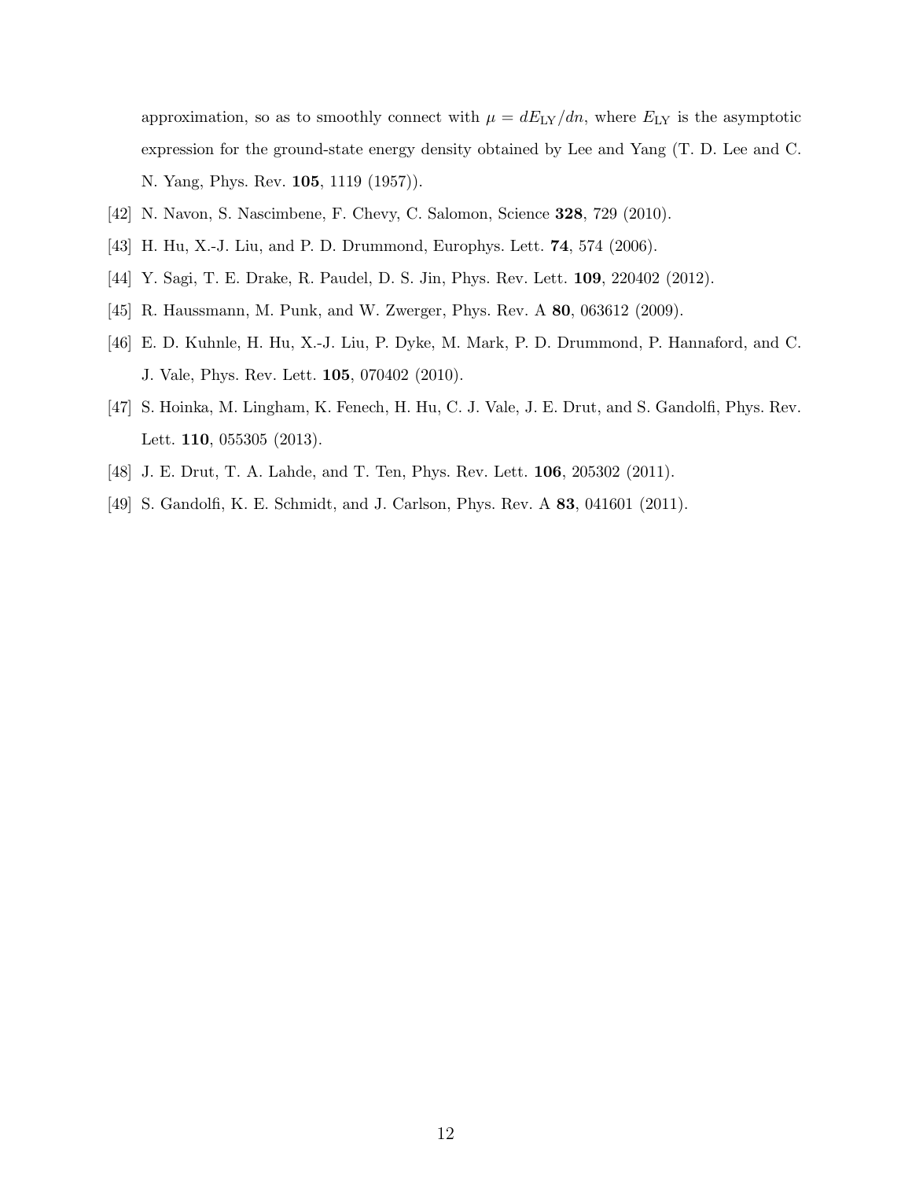approximation, so as to smoothly connect with $\mu = dE_{\mathrm{LY}}/dn$, where $E_{\mathrm{LY}}$ is the asymptotic expression for the ground-state energy density obtained by Lee and Yang (T. D. Lee and C. N. Yang, Phys. Rev. **105**, 1119 (1957)).

[42] N. Navon, S. Nascimbene, F. Chevy, C. Salomon, Science **328**, 729 (2010).

[43] H. Hu, X.-J. Liu, and P. D. Drummond, Europhys. Lett. **74**, 574 (2006).

[44] Y. Sagi, T. E. Drake, R. Paudel, D. S. Jin, Phys. Rev. Lett. **109**, 220402 (2012).

[45] R. Haussmann, M. Punk, and W. Zwerger, Phys. Rev. A **80**, 063612 (2009).

[46] E. D. Kuhnle, H. Hu, X.-J. Liu, P. Dyke, M. Mark, P. D. Drummond, P. Hannaford, and C. J. Vale, Phys. Rev. Lett. **105**, 070402 (2010).

[47] S. Hoinka, M. Lingham, K. Fenech, H. Hu, C. J. Vale, J. E. Drut, and S. Gandolfi, Phys. Rev. Lett. **110**, 055305 (2013).

[48] J. E. Drut, T. A. Lahde, and T. Ten, Phys. Rev. Lett. **106**, 205302 (2011).

[49] S. Gandolfi, K. E. Schmidt, and J. Carlson, Phys. Rev. A **83**, 041601 (2011).